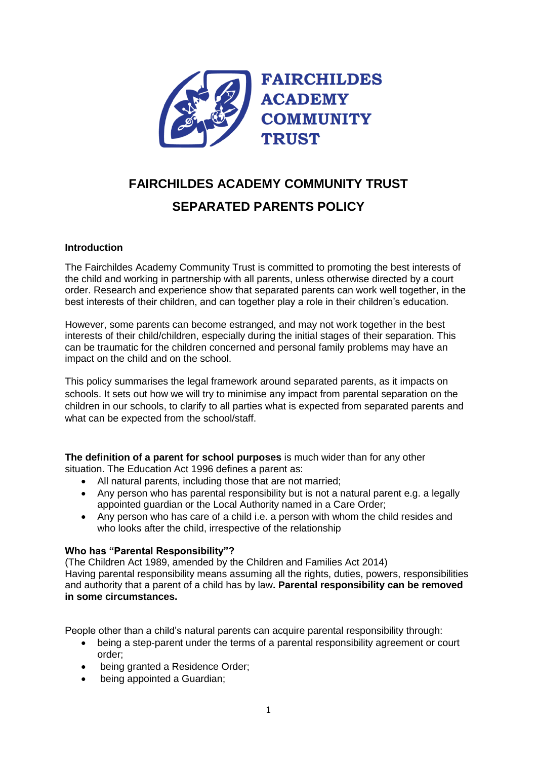FAIRCHILDES ACADEMY COMMUNITY TRUST

# FAIRCHILDES ACADEMY COMMUNITY TRUST

# SEPARATED PARENTS POLICY

**Introduction**

The Fairchildes Academy Community Trust is committed to promoting the best interests of the child and working in partnership with all parents, unless otherwise directed by a court order. Research and experience show that separated parents can work well together, in the best interests of their children, and can together play a role in their children's education.

However, some parents can become estranged, and may not work together in the best interests of their child/children, especially during the initial stages of their separation. This can be traumatic for the children concerned and personal family problems may have an impact on the child and on the school.

This policy summarises the legal framework around separated parents, as it impacts on schools. It sets out how we will try to minimise any impact from parental separation on the children in our schools, to clarify to all parties what is expected from separated parents and what can be expected from the school/staff.

**The definition of a parent for school purposes** is much wider than for any other situation. The Education Act 1996 defines a parent as:

- All natural parents, including those that are not married;
- Any person who has parental responsibility but is not a natural parent e.g. a legally appointed guardian or the Local Authority named in a Care Order;
- Any person who has care of a child i.e. a person with whom the child resides and who looks after the child, irrespective of the relationship

**Who has "Parental Responsibility"?**

(The Children Act 1989, amended by the Children and Families Act 2014)
Having parental responsibility means assuming all the rights, duties, powers, responsibilities and authority that a parent of a child has by law**. Parental responsibility can be removed in some circumstances.**

People other than a child's natural parents can acquire parental responsibility through:

- being a step-parent under the terms of a parental responsibility agreement or court order;
- being granted a Residence Order;
- being appointed a Guardian;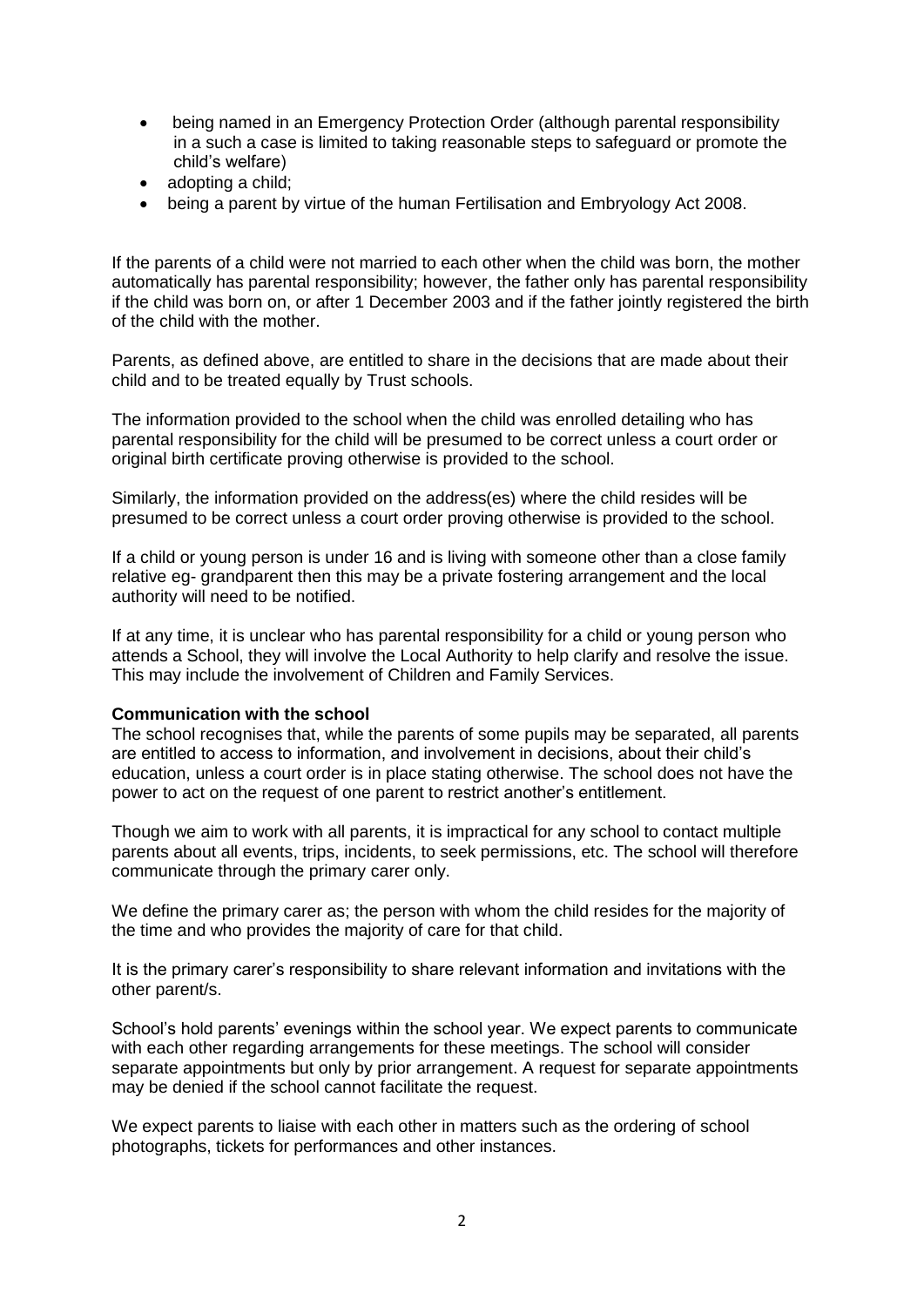- being named in an Emergency Protection Order (although parental responsibility in a such a case is limited to taking reasonable steps to safeguard or promote the child's welfare)
- adopting a child;
- being a parent by virtue of the human Fertilisation and Embryology Act 2008.

If the parents of a child were not married to each other when the child was born, the mother automatically has parental responsibility; however, the father only has parental responsibility if the child was born on, or after 1 December 2003 and if the father jointly registered the birth of the child with the mother.

Parents, as defined above, are entitled to share in the decisions that are made about their child and to be treated equally by Trust schools.

The information provided to the school when the child was enrolled detailing who has parental responsibility for the child will be presumed to be correct unless a court order or original birth certificate proving otherwise is provided to the school.

Similarly, the information provided on the address(es) where the child resides will be presumed to be correct unless a court order proving otherwise is provided to the school.

If a child or young person is under 16 and is living with someone other than a close family relative eg- grandparent then this may be a private fostering arrangement and the local authority will need to be notified.

If at any time, it is unclear who has parental responsibility for a child or young person who attends a School, they will involve the Local Authority to help clarify and resolve the issue. This may include the involvement of Children and Family Services.

**Communication with the school**

The school recognises that, while the parents of some pupils may be separated, all parents are entitled to access to information, and involvement in decisions, about their child's education, unless a court order is in place stating otherwise. The school does not have the power to act on the request of one parent to restrict another's entitlement.

Though we aim to work with all parents, it is impractical for any school to contact multiple parents about all events, trips, incidents, to seek permissions, etc. The school will therefore communicate through the primary carer only.

We define the primary carer as; the person with whom the child resides for the majority of the time and who provides the majority of care for that child.

It is the primary carer's responsibility to share relevant information and invitations with the other parent/s.

School's hold parents' evenings within the school year. We expect parents to communicate with each other regarding arrangements for these meetings. The school will consider separate appointments but only by prior arrangement. A request for separate appointments may be denied if the school cannot facilitate the request.

We expect parents to liaise with each other in matters such as the ordering of school photographs, tickets for performances and other instances.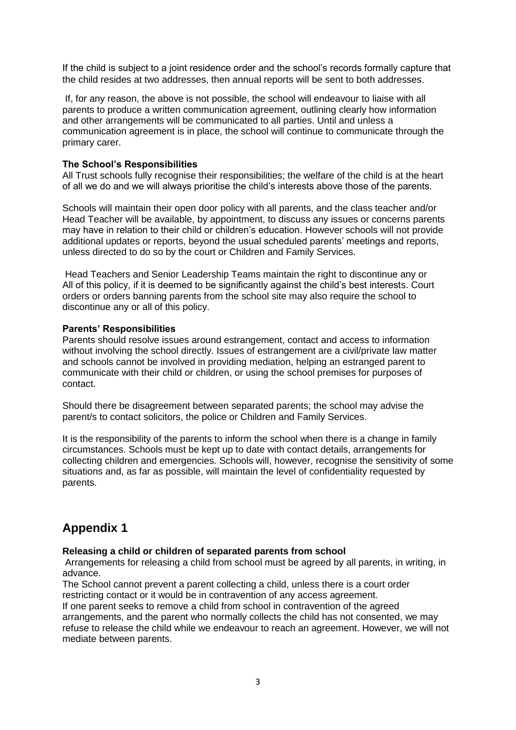If the child is subject to a joint residence order and the school's records formally capture that the child resides at two addresses, then annual reports will be sent to both addresses.

If, for any reason, the above is not possible, the school will endeavour to liaise with all parents to produce a written communication agreement, outlining clearly how information and other arrangements will be communicated to all parties. Until and unless a communication agreement is in place, the school will continue to communicate through the primary carer.

**The School's Responsibilities**

All Trust schools fully recognise their responsibilities; the welfare of the child is at the heart of all we do and we will always prioritise the child's interests above those of the parents.

Schools will maintain their open door policy with all parents, and the class teacher and/or Head Teacher will be available, by appointment, to discuss any issues or concerns parents may have in relation to their child or children's education. However schools will not provide additional updates or reports, beyond the usual scheduled parents' meetings and reports, unless directed to do so by the court or Children and Family Services.

Head Teachers and Senior Leadership Teams maintain the right to discontinue any or All of this policy, if it is deemed to be significantly against the child's best interests. Court orders or orders banning parents from the school site may also require the school to discontinue any or all of this policy.

**Parents' Responsibilities**

Parents should resolve issues around estrangement, contact and access to information without involving the school directly. Issues of estrangement are a civil/private law matter and schools cannot be involved in providing mediation, helping an estranged parent to communicate with their child or children, or using the school premises for purposes of contact.

Should there be disagreement between separated parents; the school may advise the parent/s to contact solicitors, the police or Children and Family Services.

It is the responsibility of the parents to inform the school when there is a change in family circumstances. Schools must be kept up to date with contact details, arrangements for collecting children and emergencies. Schools will, however, recognise the sensitivity of some situations and, as far as possible, will maintain the level of confidentiality requested by parents.

## Appendix 1

**Releasing a child or children of separated parents from school**

Arrangements for releasing a child from school must be agreed by all parents, in writing, in advance.

The School cannot prevent a parent collecting a child, unless there is a court order restricting contact or it would be in contravention of any access agreement.

If one parent seeks to remove a child from school in contravention of the agreed arrangements, and the parent who normally collects the child has not consented, we may refuse to release the child while we endeavour to reach an agreement. However, we will not mediate between parents.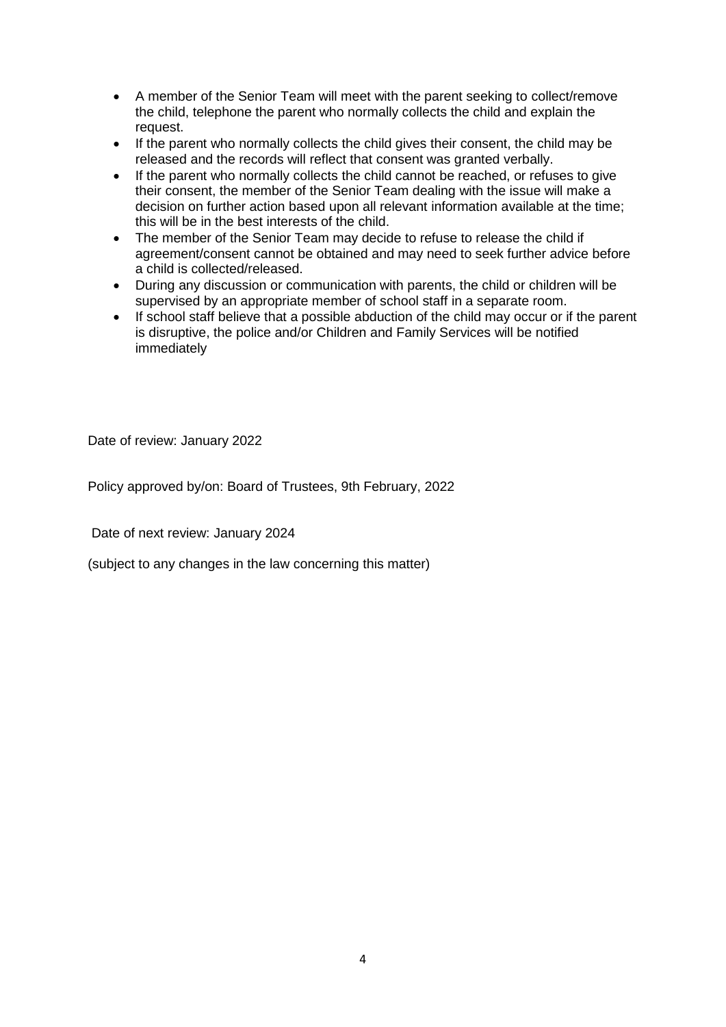- A member of the Senior Team will meet with the parent seeking to collect/remove the child, telephone the parent who normally collects the child and explain the request.
- If the parent who normally collects the child gives their consent, the child may be released and the records will reflect that consent was granted verbally.
- If the parent who normally collects the child cannot be reached, or refuses to give their consent, the member of the Senior Team dealing with the issue will make a decision on further action based upon all relevant information available at the time; this will be in the best interests of the child.
- The member of the Senior Team may decide to refuse to release the child if agreement/consent cannot be obtained and may need to seek further advice before a child is collected/released.
- During any discussion or communication with parents, the child or children will be supervised by an appropriate member of school staff in a separate room.
- If school staff believe that a possible abduction of the child may occur or if the parent is disruptive, the police and/or Children and Family Services will be notified immediately

Date of review: January 2022

Policy approved by/on: Board of Trustees, 9th February, 2022

Date of next review: January 2024

(subject to any changes in the law concerning this matter)